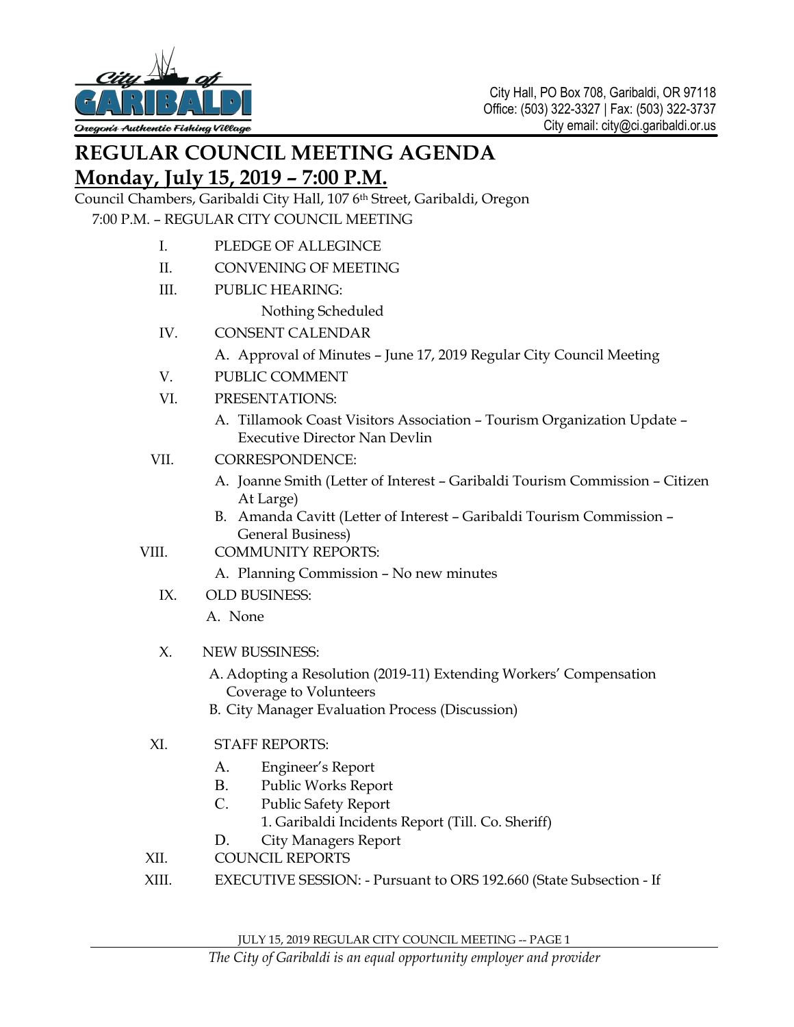City Hall, PO Box 708, Garibaldi, OR 97118
Office: (503) 322-3327 | Fax: (503) 322-3737
City email: city@ci.garibaldi.or.us

# REGULAR COUNCIL MEETING AGENDA

## Monday, July 15, 2019 – 7:00 P.M.

Council Chambers, Garibaldi City Hall, 107 6th Street, Garibaldi, Oregon

7:00 P.M. – REGULAR CITY COUNCIL MEETING

I. PLEDGE OF ALLEGINCE

II. CONVENING OF MEETING

III. PUBLIC HEARING:

Nothing Scheduled

IV. CONSENT CALENDAR

A. Approval of Minutes – June 17, 2019 Regular City Council Meeting

V. PUBLIC COMMENT

VI. PRESENTATIONS:

A. Tillamook Coast Visitors Association – Tourism Organization Update – Executive Director Nan Devlin

VII. CORRESPONDENCE:

A. Joanne Smith (Letter of Interest – Garibaldi Tourism Commission – Citizen At Large)
B. Amanda Cavitt (Letter of Interest – Garibaldi Tourism Commission – General Business)

VIII. COMMUNITY REPORTS:

A. Planning Commission – No new minutes

IX. OLD BUSINESS:

A. None

X. NEW BUSSINESS:

A. Adopting a Resolution (2019-11) Extending Workers' Compensation Coverage to Volunteers
B. City Manager Evaluation Process (Discussion)

XI. STAFF REPORTS:

A. Engineer's Report
B. Public Works Report
C. Public Safety Report
   1. Garibaldi Incidents Report (Till. Co. Sheriff)
D. City Managers Report

XII. COUNCIL REPORTS

XIII. EXECUTIVE SESSION: - Pursuant to ORS 192.660 (State Subsection - If

*The City of Garibaldi is an equal opportunity employer and provider*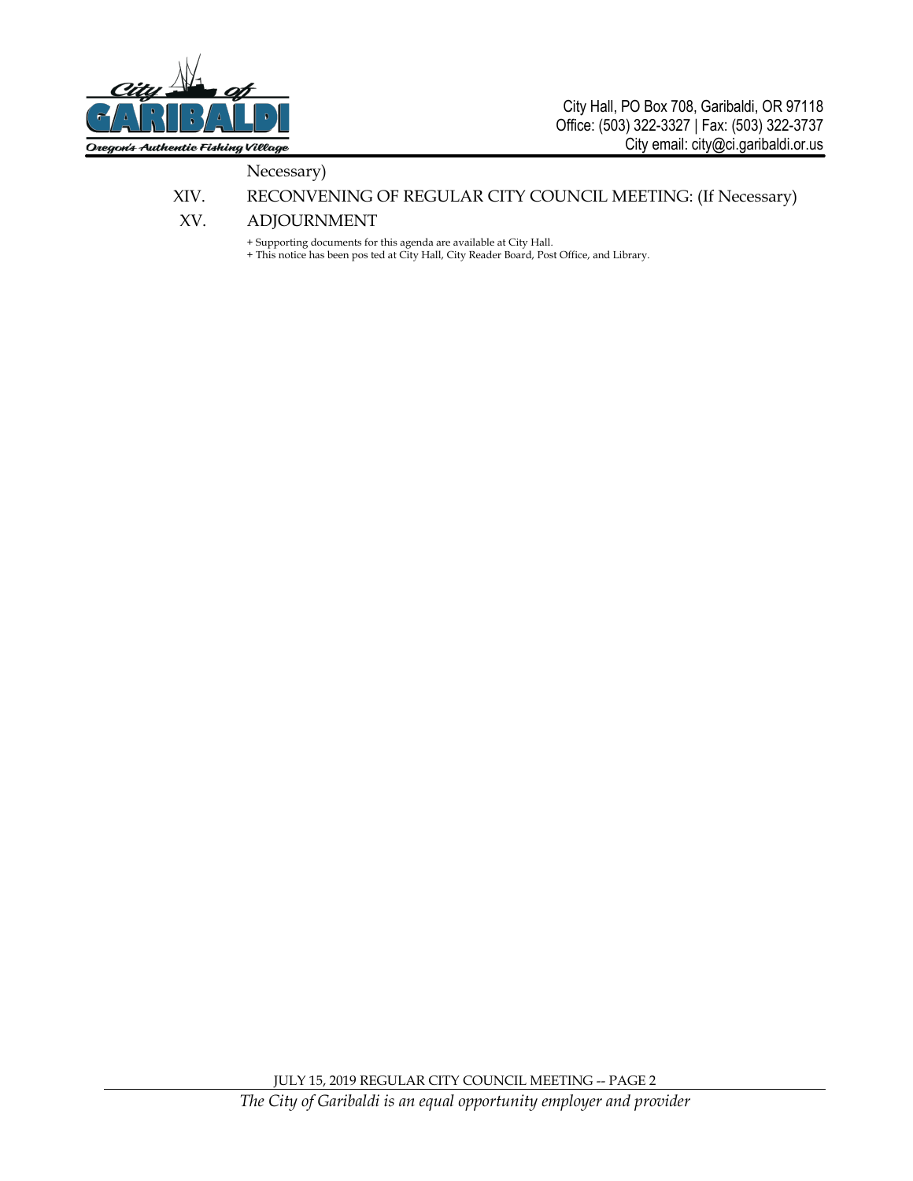Necessary)

XIV. RECONVENING OF REGULAR CITY COUNCIL MEETING: (If Necessary)

XV. ADJOURNMENT

+ Supporting documents for this agenda are available at City Hall.
+ This notice has been pos ted at City Hall, City Reader Board, Post Office, and Library.